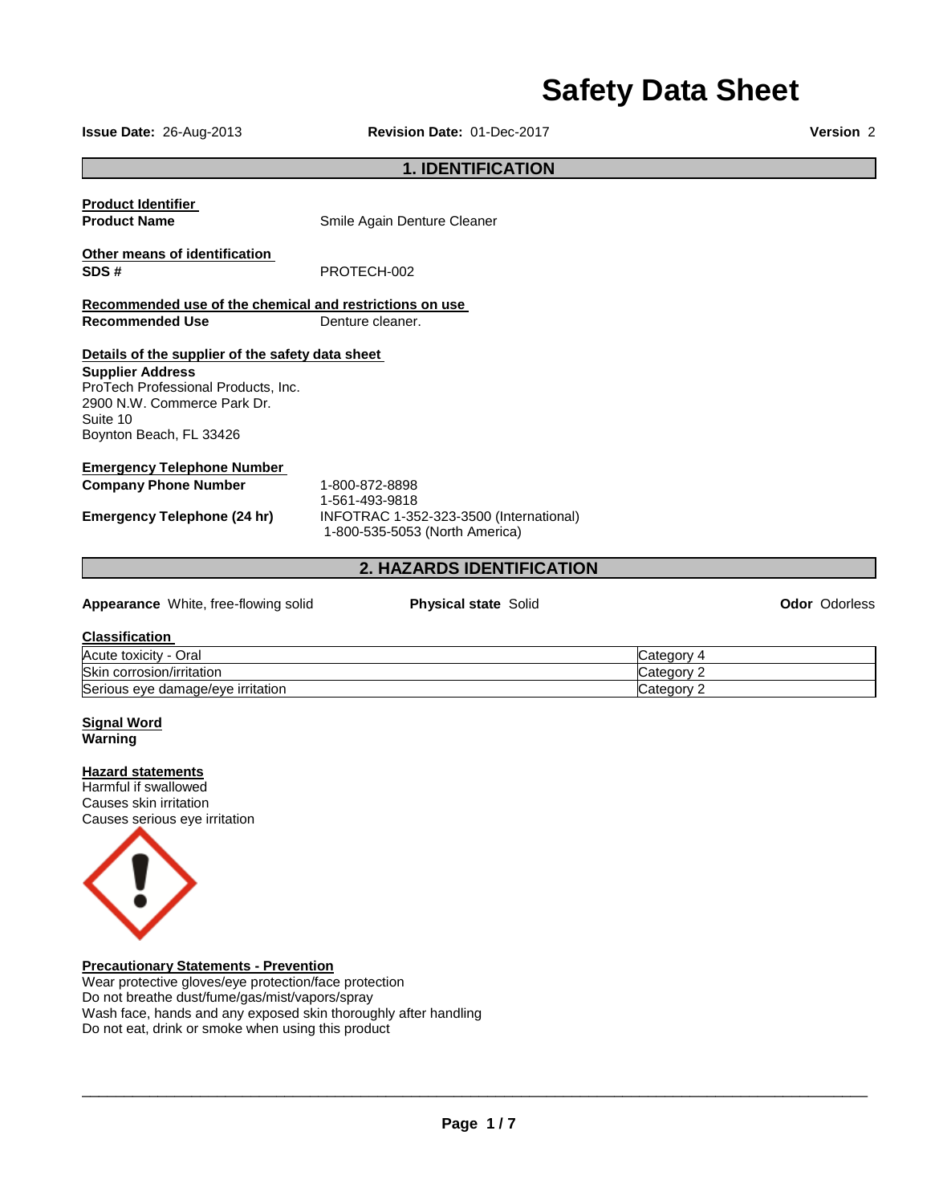# Safety Data Sheet

**Issue Date:** 26-Aug-2013 **Revision Date:** 01-Dec-2017 **Version** 2

## 1. IDENTIFICATION

**Product Identifier**

**Product Name** Smile Again Denture Cleaner

**Other means of identification**

**SDS #** PROTECH-002

**Recommended use of the chemical and restrictions on use**

**Recommended Use** Denture cleaner.

**Details of the supplier of the safety data sheet**

**Supplier Address**
ProTech Professional Products, Inc.
2900 N.W. Commerce Park Dr.
Suite 10
Boynton Beach, FL 33426

**Emergency Telephone Number**

**Company Phone Number** 1-800-872-8898
1-561-493-9818

**Emergency Telephone (24 hr)** INFOTRAC 1-352-323-3500 (International)
1-800-535-5053 (North America)

## 2. HAZARDS IDENTIFICATION

**Appearance** White, free-flowing solid **Physical state** Solid **Odor** Odorless

**Classification**

| Hazard | Category |
|---|---|
| Acute toxicity - Oral | Category 4 |
| Skin corrosion/irritation | Category 2 |
| Serious eye damage/eye irritation | Category 2 |

**Signal Word**
**Warning**

**Hazard statements**
Harmful if swallowed
Causes skin irritation
Causes serious eye irritation

**Precautionary Statements - Prevention**
Wear protective gloves/eye protection/face protection
Do not breathe dust/fume/gas/mist/vapors/spray
Wash face, hands and any exposed skin thoroughly after handling
Do not eat, drink or smoke when using this product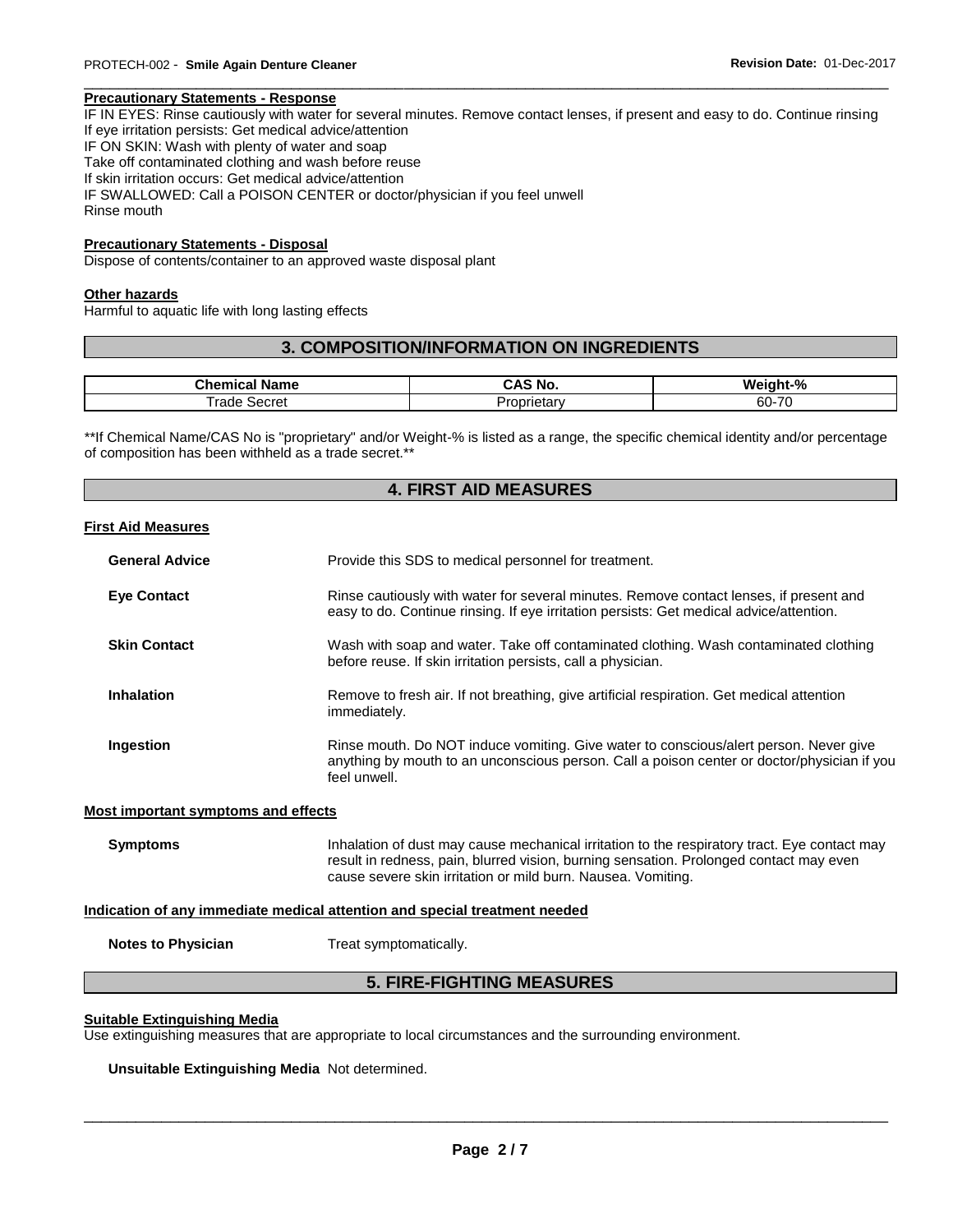#### Precautionary Statements - Response

IF IN EYES: Rinse cautiously with water for several minutes. Remove contact lenses, if present and easy to do. Continue rinsing
If eye irritation persists: Get medical advice/attention
IF ON SKIN: Wash with plenty of water and soap
Take off contaminated clothing and wash before reuse
If skin irritation occurs: Get medical advice/attention
IF SWALLOWED: Call a POISON CENTER or doctor/physician if you feel unwell
Rinse mouth

#### Precautionary Statements - Disposal

Dispose of contents/container to an approved waste disposal plant

#### Other hazards

Harmful to aquatic life with long lasting effects

## 3. COMPOSITION/INFORMATION ON INGREDIENTS

| Chemical Name | CAS No. | Weight-% |
|---|---|---|
| Trade Secret | Proprietary | 60-70 |

**If Chemical Name/CAS No is "proprietary" and/or Weight-% is listed as a range, the specific chemical identity and/or percentage of composition has been withheld as a trade secret.**

## 4. FIRST AID MEASURES

#### First Aid Measures

**General Advice** Provide this SDS to medical personnel for treatment.

**Eye Contact** Rinse cautiously with water for several minutes. Remove contact lenses, if present and easy to do. Continue rinsing. If eye irritation persists: Get medical advice/attention.

**Skin Contact** Wash with soap and water. Take off contaminated clothing. Wash contaminated clothing before reuse. If skin irritation persists, call a physician.

**Inhalation** Remove to fresh air. If not breathing, give artificial respiration. Get medical attention immediately.

**Ingestion** Rinse mouth. Do NOT induce vomiting. Give water to conscious/alert person. Never give anything by mouth to an unconscious person. Call a poison center or doctor/physician if you feel unwell.

#### Most important symptoms and effects

**Symptoms** Inhalation of dust may cause mechanical irritation to the respiratory tract. Eye contact may result in redness, pain, blurred vision, burning sensation. Prolonged contact may even cause severe skin irritation or mild burn. Nausea. Vomiting.

#### Indication of any immediate medical attention and special treatment needed

**Notes to Physician** Treat symptomatically.

## 5. FIRE-FIGHTING MEASURES

#### Suitable Extinguishing Media

Use extinguishing measures that are appropriate to local circumstances and the surrounding environment.

**Unsuitable Extinguishing Media** Not determined.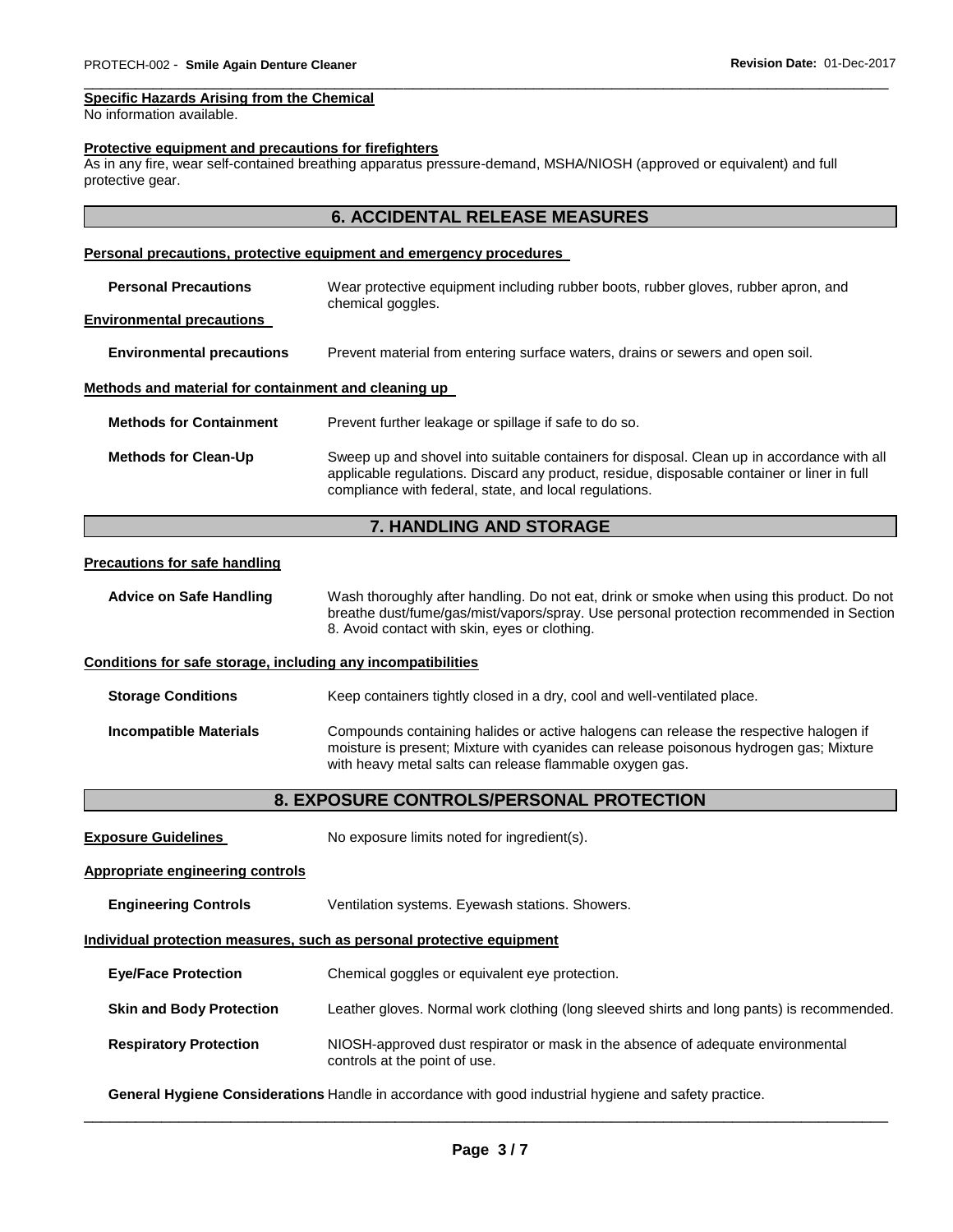**Specific Hazards Arising from the Chemical**

No information available.

**Protective equipment and precautions for firefighters**

As in any fire, wear self-contained breathing apparatus pressure-demand, MSHA/NIOSH (approved or equivalent) and full protective gear.

## 6. ACCIDENTAL RELEASE MEASURES

**Personal precautions, protective equipment and emergency procedures**

**Personal Precautions** Wear protective equipment including rubber boots, rubber gloves, rubber apron, and chemical goggles.

**Environmental precautions**

**Environmental precautions** Prevent material from entering surface waters, drains or sewers and open soil.

**Methods and material for containment and cleaning up**

**Methods for Containment** Prevent further leakage or spillage if safe to do so.

**Methods for Clean-Up** Sweep up and shovel into suitable containers for disposal. Clean up in accordance with all applicable regulations. Discard any product, residue, disposable container or liner in full compliance with federal, state, and local regulations.

## 7. HANDLING AND STORAGE

**Precautions for safe handling**

**Advice on Safe Handling** Wash thoroughly after handling. Do not eat, drink or smoke when using this product. Do not breathe dust/fume/gas/mist/vapors/spray. Use personal protection recommended in Section 8. Avoid contact with skin, eyes or clothing.

**Conditions for safe storage, including any incompatibilities**

**Storage Conditions** Keep containers tightly closed in a dry, cool and well-ventilated place.

**Incompatible Materials** Compounds containing halides or active halogens can release the respective halogen if moisture is present; Mixture with cyanides can release poisonous hydrogen gas; Mixture with heavy metal salts can release flammable oxygen gas.

## 8. EXPOSURE CONTROLS/PERSONAL PROTECTION

**Exposure Guidelines** No exposure limits noted for ingredient(s).

**Appropriate engineering controls**

**Engineering Controls** Ventilation systems. Eyewash stations. Showers.

**Individual protection measures, such as personal protective equipment**

**Eye/Face Protection** Chemical goggles or equivalent eye protection.

**Skin and Body Protection** Leather gloves. Normal work clothing (long sleeved shirts and long pants) is recommended.

**Respiratory Protection** NIOSH-approved dust respirator or mask in the absence of adequate environmental controls at the point of use.

**General Hygiene Considerations** Handle in accordance with good industrial hygiene and safety practice.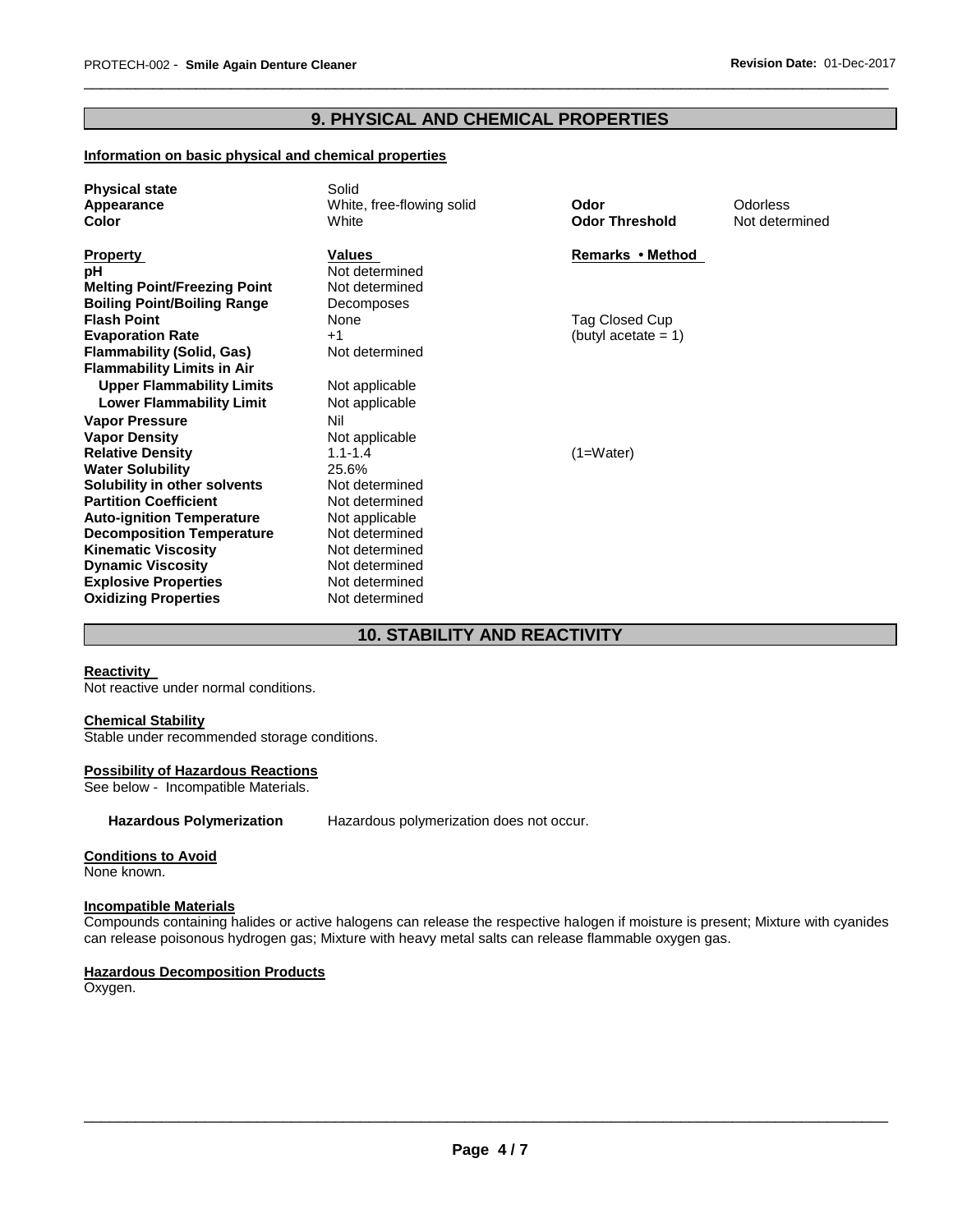## 9. PHYSICAL AND CHEMICAL PROPERTIES

**Information on basic physical and chemical properties**

| | | | |
|---|---|---|---|
| **Physical state** | Solid | | |
| **Appearance** | White, free-flowing solid | **Odor** | Odorless |
| **Color** | White | **Odor Threshold** | Not determined |

| **Property** | **Values** | **Remarks • Method** |
|---|---|---|
| **pH** | Not determined | |
| **Melting Point/Freezing Point** | Not determined | |
| **Boiling Point/Boiling Range** | Decomposes | |
| **Flash Point** | None | Tag Closed Cup |
| **Evaporation Rate** | +1 | (butyl acetate = 1) |
| **Flammability (Solid, Gas)** | Not determined | |
| **Flammability Limits in Air** | | |
| **Upper Flammability Limits** | Not applicable | |
| **Lower Flammability Limit** | Not applicable | |
| **Vapor Pressure** | Nil | |
| **Vapor Density** | Not applicable | |
| **Relative Density** | 1.1-1.4 | (1=Water) |
| **Water Solubility** | 25.6% | |
| **Solubility in other solvents** | Not determined | |
| **Partition Coefficient** | Not determined | |
| **Auto-ignition Temperature** | Not applicable | |
| **Decomposition Temperature** | Not determined | |
| **Kinematic Viscosity** | Not determined | |
| **Dynamic Viscosity** | Not determined | |
| **Explosive Properties** | Not determined | |
| **Oxidizing Properties** | Not determined | |

## 10. STABILITY AND REACTIVITY

**Reactivity**

Not reactive under normal conditions.

**Chemical Stability**

Stable under recommended storage conditions.

**Possibility of Hazardous Reactions**

See below - Incompatible Materials.

**Hazardous Polymerization** Hazardous polymerization does not occur.

**Conditions to Avoid**

None known.

**Incompatible Materials**

Compounds containing halides or active halogens can release the respective halogen if moisture is present; Mixture with cyanides can release poisonous hydrogen gas; Mixture with heavy metal salts can release flammable oxygen gas.

**Hazardous Decomposition Products**

Oxygen.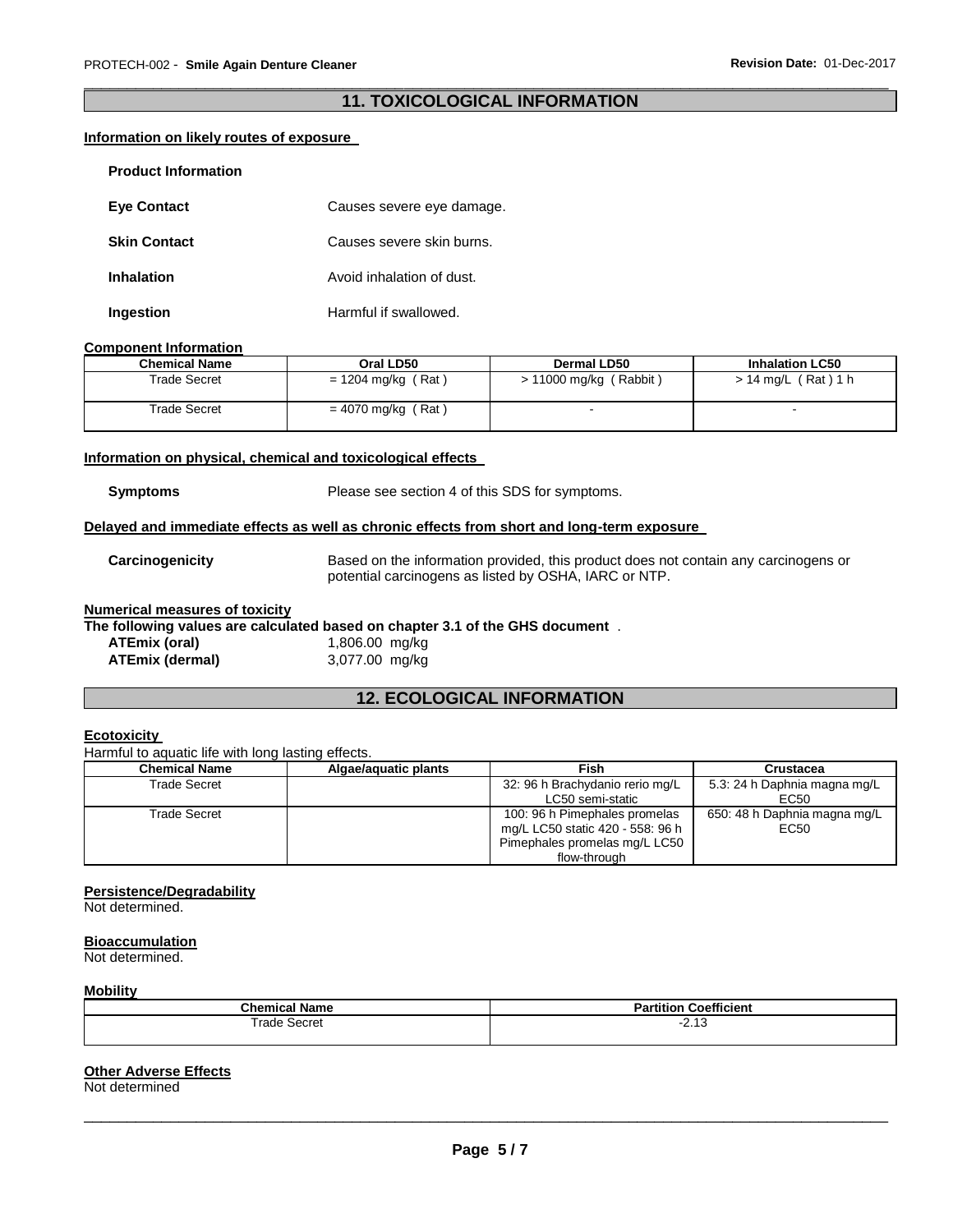## 11. TOXICOLOGICAL INFORMATION

**Information on likely routes of exposure**

**Product Information**

**Eye Contact** Causes severe eye damage.

**Skin Contact** Causes severe skin burns.

**Inhalation** Avoid inhalation of dust.

**Ingestion** Harmful if swallowed.

**Component Information**

| Chemical Name | Oral LD50 | Dermal LD50 | Inhalation LC50 |
|---|---|---|---|
| Trade Secret | = 1204 mg/kg ( Rat ) | > 11000 mg/kg ( Rabbit ) | > 14 mg/L ( Rat ) 1 h |
| Trade Secret | = 4070 mg/kg ( Rat ) | - | - |

**Information on physical, chemical and toxicological effects**

**Symptoms** Please see section 4 of this SDS for symptoms.

**Delayed and immediate effects as well as chronic effects from short and long-term exposure**

**Carcinogenicity** Based on the information provided, this product does not contain any carcinogens or potential carcinogens as listed by OSHA, IARC or NTP.

**Numerical measures of toxicity**

**The following values are calculated based on chapter 3.1 of the GHS document** .

**ATEmix (oral)** 1,806.00 mg/kg
**ATEmix (dermal)** 3,077.00 mg/kg

## 12. ECOLOGICAL INFORMATION

**Ecotoxicity**

Harmful to aquatic life with long lasting effects.

| Chemical Name | Algae/aquatic plants | Fish | Crustacea |
|---|---|---|---|
| Trade Secret | | 32: 96 h Brachydanio rerio mg/L LC50 semi-static | 5.3: 24 h Daphnia magna mg/L EC50 |
| Trade Secret | | 100: 96 h Pimephales promelas mg/L LC50 static 420 - 558: 96 h Pimephales promelas mg/L LC50 flow-through | 650: 48 h Daphnia magna mg/L EC50 |

**Persistence/Degradability**

Not determined.

**Bioaccumulation**

Not determined.

**Mobility**

| Chemical Name | Partition Coefficient |
|---|---|
| Trade Secret | -2.13 |

**Other Adverse Effects**

Not determined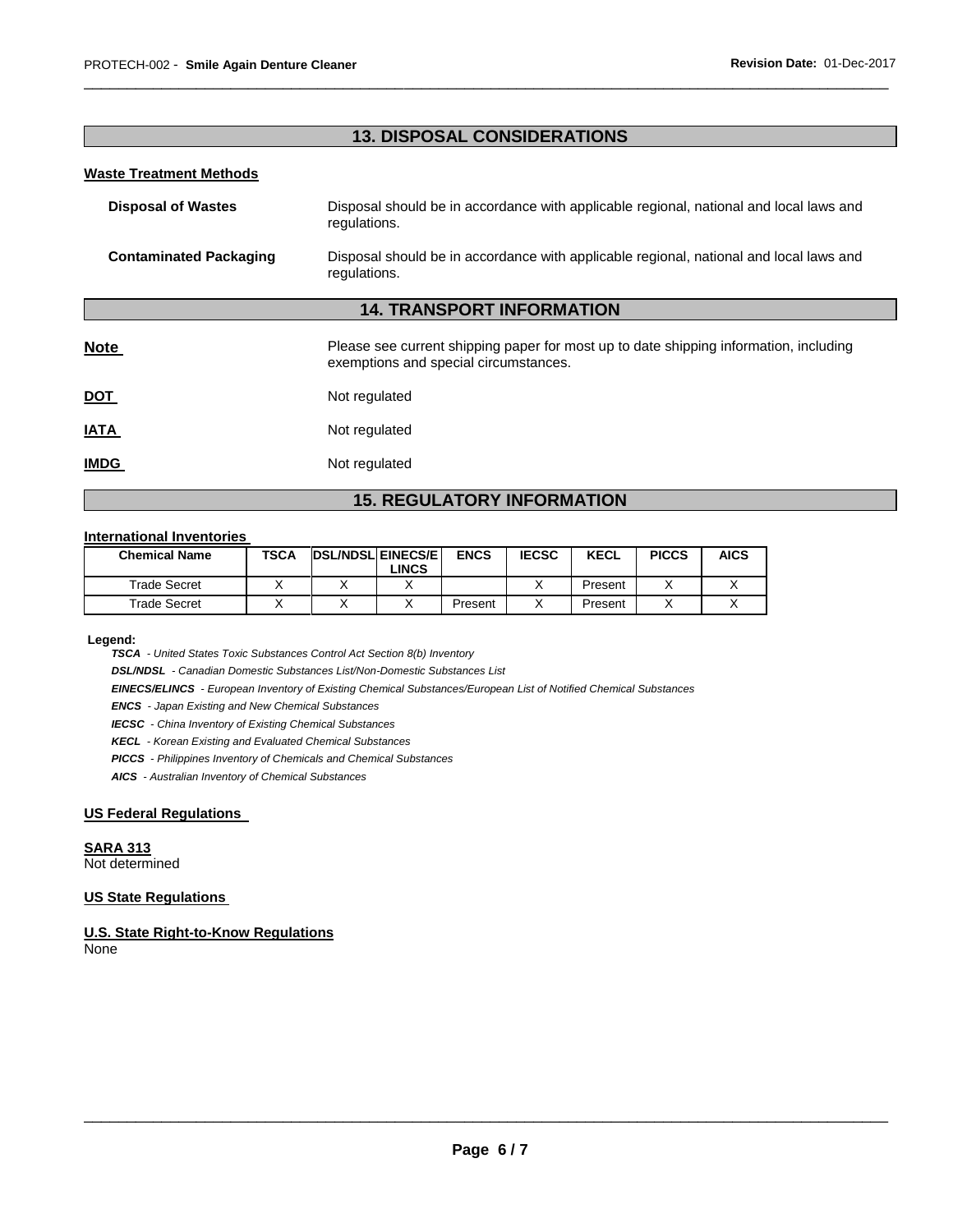## 13. DISPOSAL CONSIDERATIONS

**Waste Treatment Methods**

**Disposal of Wastes** Disposal should be in accordance with applicable regional, national and local laws and regulations.

**Contaminated Packaging** Disposal should be in accordance with applicable regional, national and local laws and regulations.

## 14. TRANSPORT INFORMATION

**Note** Please see current shipping paper for most up to date shipping information, including exemptions and special circumstances.

**DOT** Not regulated

**IATA** Not regulated

**IMDG** Not regulated

## 15. REGULATORY INFORMATION

**International Inventories**

| Chemical Name | TSCA | DSL/NDSL | EINECS/ELINCS | ENCS | IECSC | KECL | PICCS | AICS |
|---|---|---|---|---|---|---|---|---|
| Trade Secret | X | X | X | | X | Present | X | X |
| Trade Secret | X | X | X | Present | X | Present | X | X |

**Legend:**

***TSCA*** *- United States Toxic Substances Control Act Section 8(b) Inventory*

***DSL/NDSL*** *- Canadian Domestic Substances List/Non-Domestic Substances List*

***EINECS/ELINCS*** *- European Inventory of Existing Chemical Substances/European List of Notified Chemical Substances*

***ENCS*** *- Japan Existing and New Chemical Substances*

***IECSC*** *- China Inventory of Existing Chemical Substances*

***KECL*** *- Korean Existing and Evaluated Chemical Substances*

***PICCS*** *- Philippines Inventory of Chemicals and Chemical Substances*

***AICS*** *- Australian Inventory of Chemical Substances*

**US Federal Regulations**

**SARA 313**
Not determined

**US State Regulations**

**U.S. State Right-to-Know Regulations**
None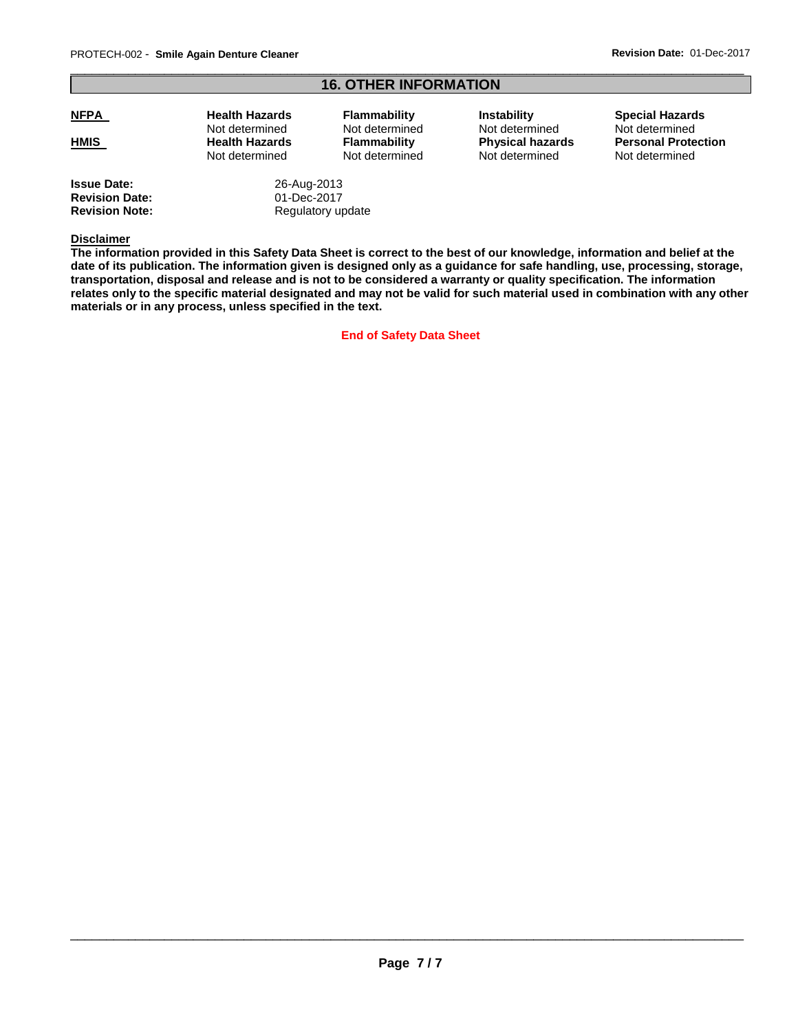## 16. OTHER INFORMATION

| | | | | |
|---|---|---|---|---|
| **NFPA** | **Health Hazards** | **Flammability** | **Instability** | **Special Hazards** |
| | Not determined | Not determined | Not determined | Not determined |
| **HMIS** | **Health Hazards** | **Flammability** | **Physical hazards** | **Personal Protection** |
| | Not determined | Not determined | Not determined | Not determined |

**Issue Date:** 26-Aug-2013
**Revision Date:** 01-Dec-2017
**Revision Note:** Regulatory update

**Disclaimer**

**The information provided in this Safety Data Sheet is correct to the best of our knowledge, information and belief at the date of its publication. The information given is designed only as a guidance for safe handling, use, processing, storage, transportation, disposal and release and is not to be considered a warranty or quality specification. The information relates only to the specific material designated and may not be valid for such material used in combination with any other materials or in any process, unless specified in the text.**

**End of Safety Data Sheet**